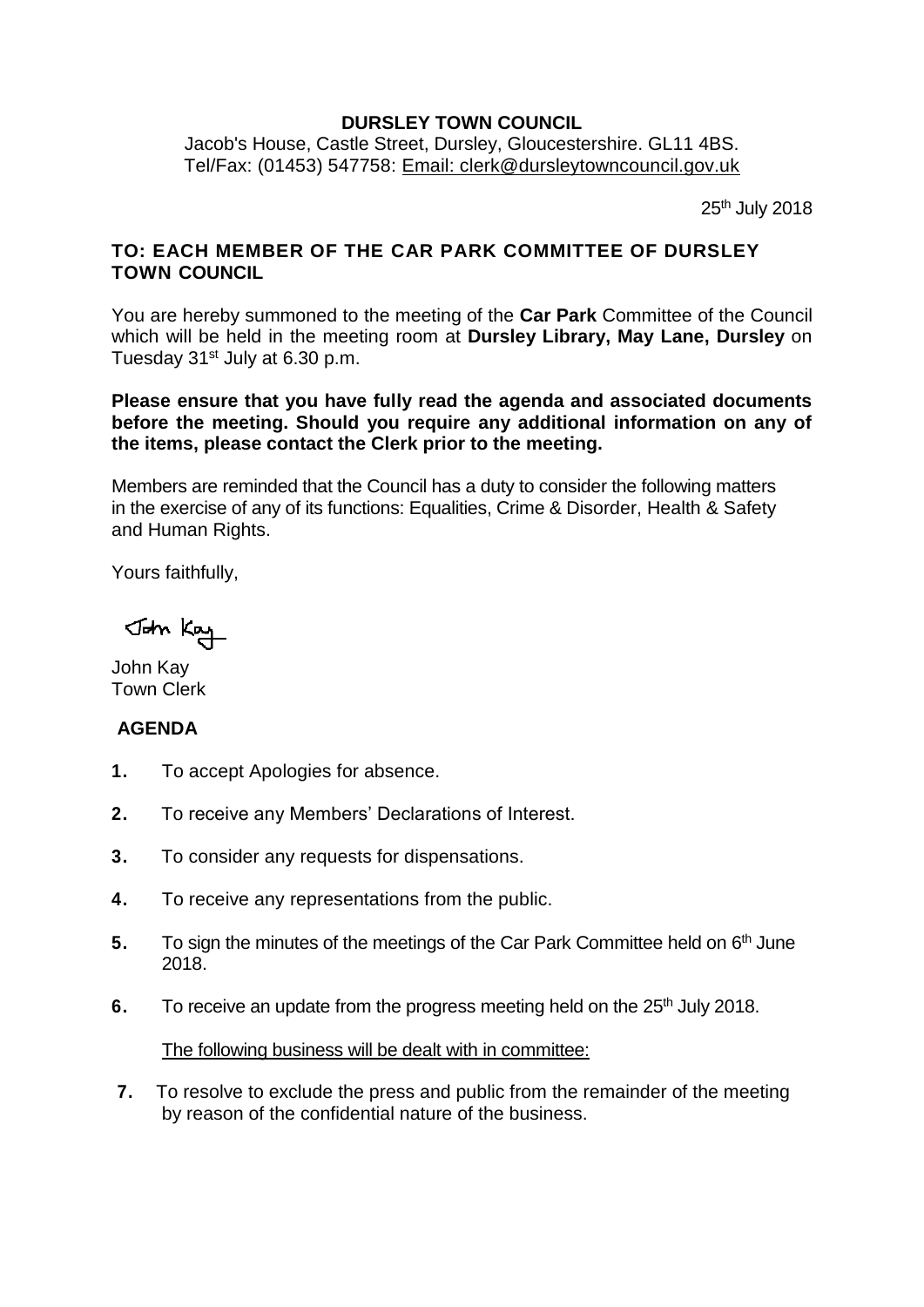**DURSLEY TOWN COUNCIL**

Jacob's House, Castle Street, Dursley, Gloucestershire. GL11 4BS.
Tel/Fax: (01453) 547758: Email: clerk@dursleytowncouncil.gov.uk

25th July 2018

**TO: EACH MEMBER OF THE CAR PARK COMMITTEE OF DURSLEY TOWN COUNCIL**

You are hereby summoned to the meeting of the **Car Park** Committee of the Council which will be held in the meeting room at **Dursley Library, May Lane, Dursley** on Tuesday 31st July at 6.30 p.m.

**Please ensure that you have fully read the agenda and associated documents before the meeting. Should you require any additional information on any of the items, please contact the Clerk prior to the meeting.**

Members are reminded that the Council has a duty to consider the following matters in the exercise of any of its functions: Equalities, Crime & Disorder, Health & Safety and Human Rights.

Yours faithfully,

John Kay

John Kay
Town Clerk

**AGENDA**

1. To accept Apologies for absence.
2. To receive any Members' Declarations of Interest.
3. To consider any requests for dispensations.
4. To receive any representations from the public.
5. To sign the minutes of the meetings of the Car Park Committee held on 6th June 2018.
6. To receive an update from the progress meeting held on the 25th July 2018.

The following business will be dealt with in committee:

7. To resolve to exclude the press and public from the remainder of the meeting by reason of the confidential nature of the business.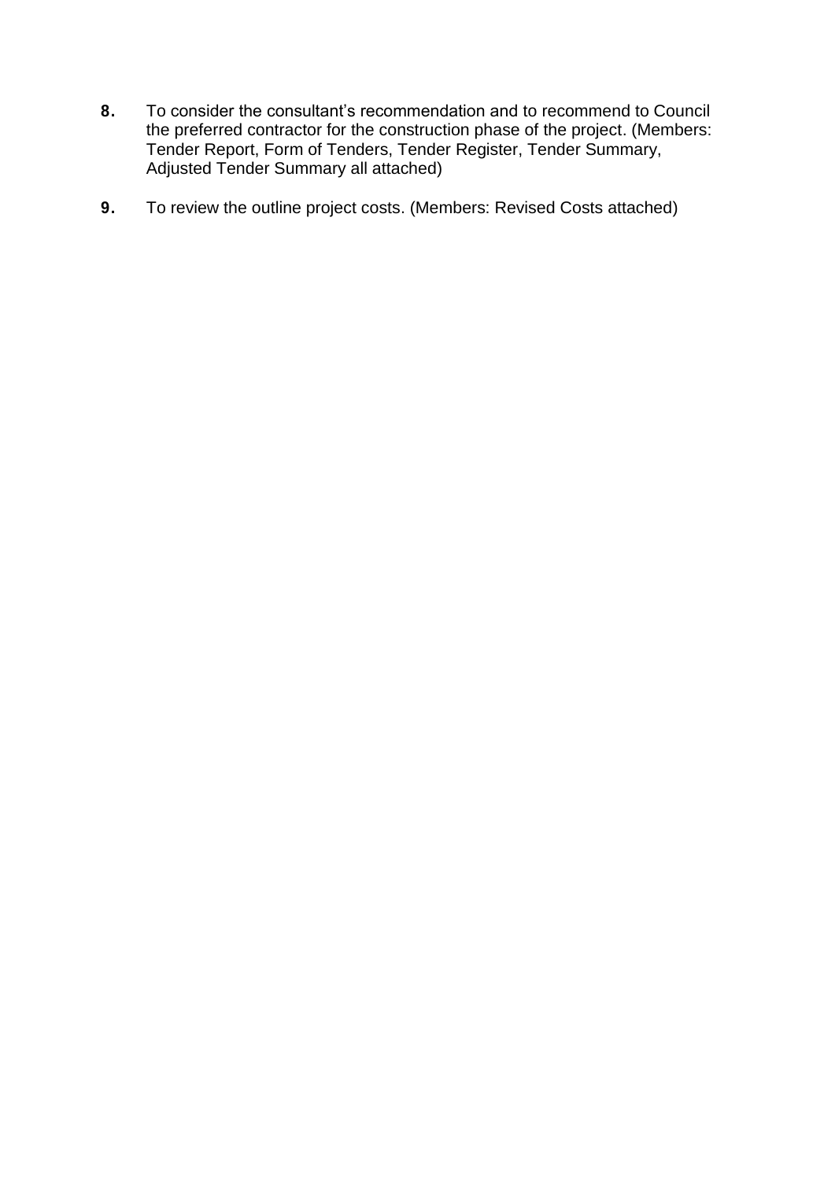8. To consider the consultant's recommendation and to recommend to Council the preferred contractor for the construction phase of the project. (Members: Tender Report, Form of Tenders, Tender Register, Tender Summary, Adjusted Tender Summary all attached)

9. To review the outline project costs. (Members: Revised Costs attached)